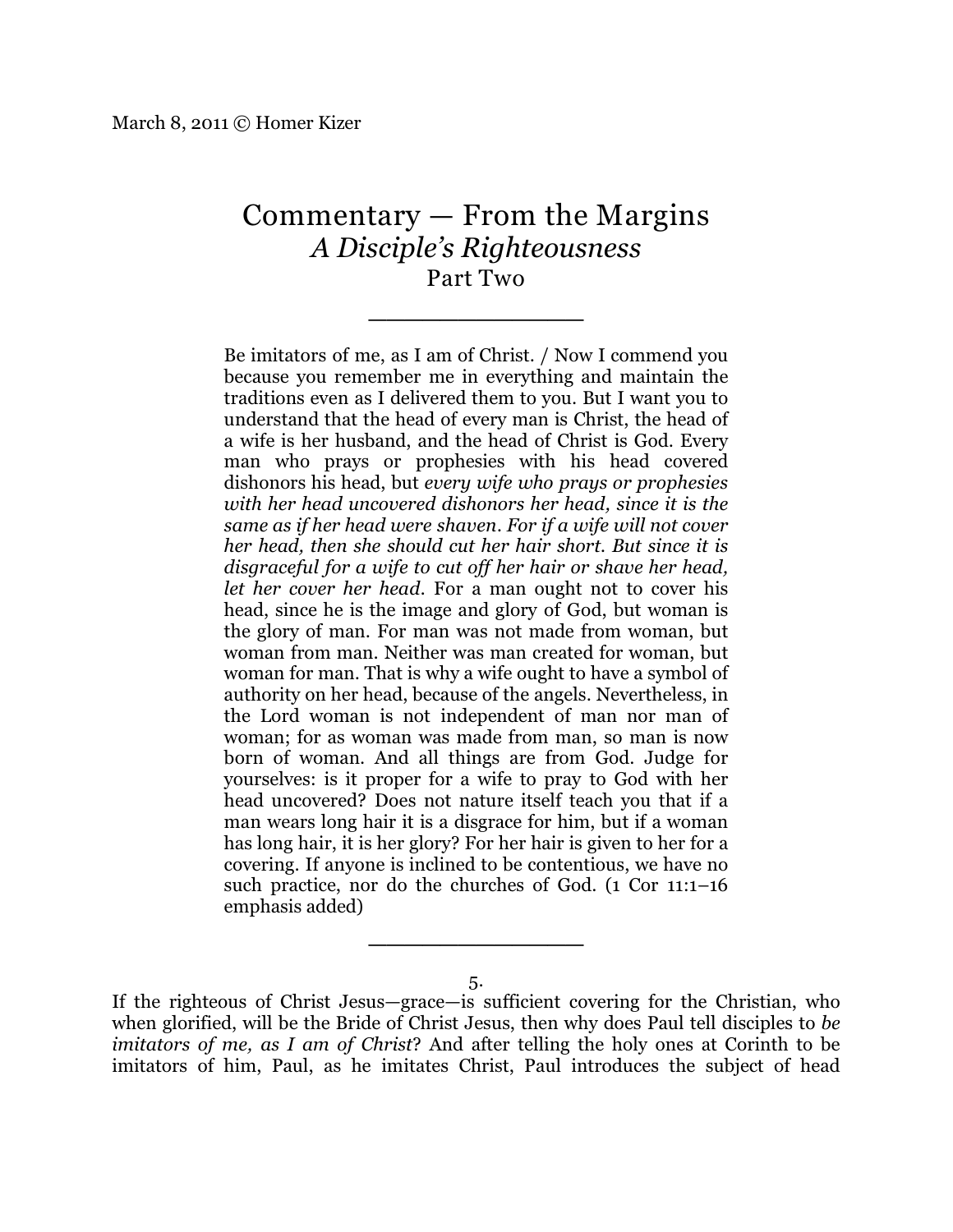March 8, 2011 © Homer Kizer

# Commentary — From the Margins
## *A Disciple's Righteousness*
### Part Two

---

> Be imitators of me, as I am of Christ. / Now I commend you because you remember me in everything and maintain the traditions even as I delivered them to you. But I want you to understand that the head of every man is Christ, the head of a wife is her husband, and the head of Christ is God. Every man who prays or prophesies with his head covered dishonors his head, but *every wife who prays or prophesies with her head uncovered dishonors her head, since it is the same as if her head were shaven. For if a wife will not cover her head, then she should cut her hair short. But since it is disgraceful for a wife to cut off her hair or shave her head, let her cover her head*. For a man ought not to cover his head, since he is the image and glory of God, but woman is the glory of man. For man was not made from woman, but woman from man. Neither was man created for woman, but woman for man. That is why a wife ought to have a symbol of authority on her head, because of the angels. Nevertheless, in the Lord woman is not independent of man nor man of woman; for as woman was made from man, so man is now born of woman. And all things are from God. Judge for yourselves: is it proper for a wife to pray to God with her head uncovered? Does not nature itself teach you that if a man wears long hair it is a disgrace for him, but if a woman has long hair, it is her glory? For her hair is given to her for a covering. If anyone is inclined to be contentious, we have no such practice, nor do the churches of God. (1 Cor 11:1–16 emphasis added)

---

5.

If the righteous of Christ Jesus—grace—is sufficient covering for the Christian, who when glorified, will be the Bride of Christ Jesus, then why does Paul tell disciples to *be imitators of me, as I am of Christ*? And after telling the holy ones at Corinth to be imitators of him, Paul, as he imitates Christ, Paul introduces the subject of head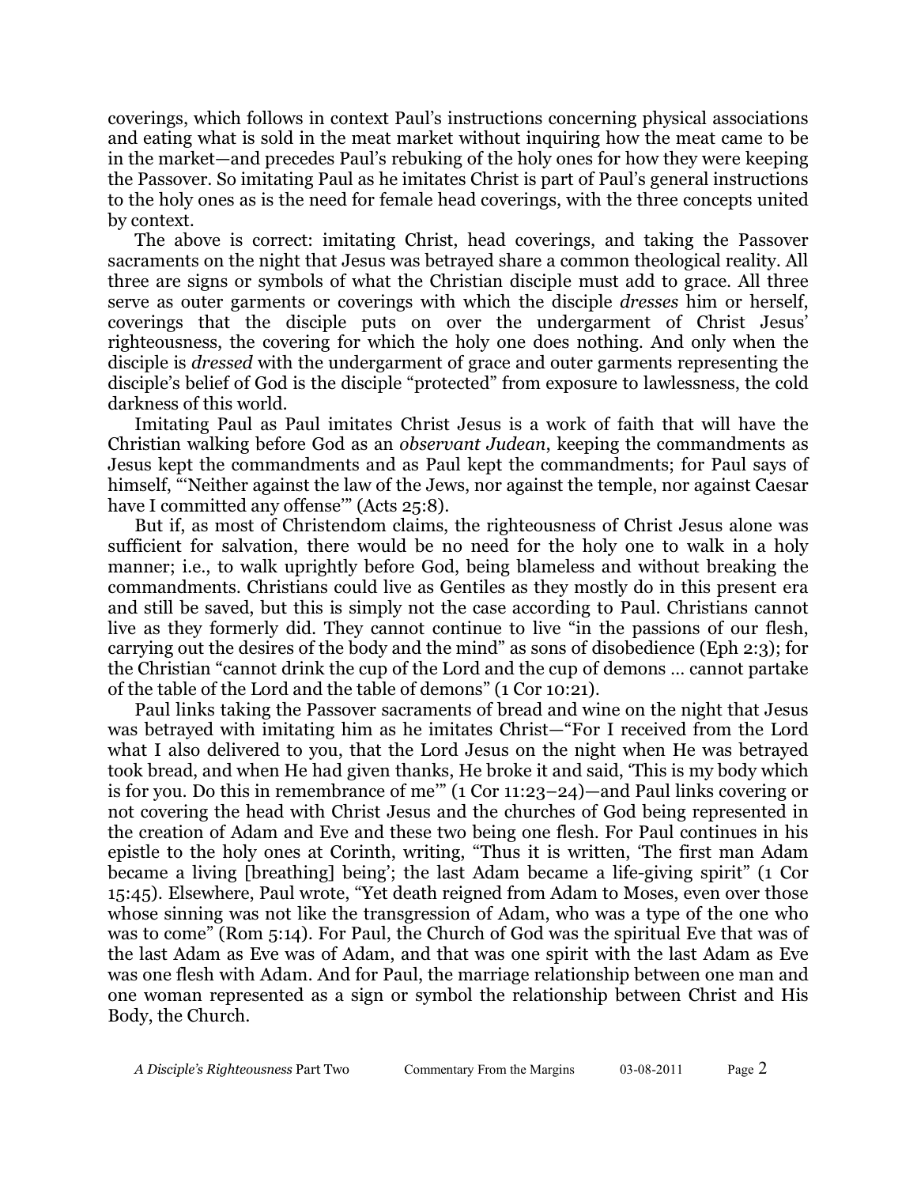coverings, which follows in context Paul's instructions concerning physical associations and eating what is sold in the meat market without inquiring how the meat came to be in the market—and precedes Paul's rebuking of the holy ones for how they were keeping the Passover. So imitating Paul as he imitates Christ is part of Paul's general instructions to the holy ones as is the need for female head coverings, with the three concepts united by context.

The above is correct: imitating Christ, head coverings, and taking the Passover sacraments on the night that Jesus was betrayed share a common theological reality. All three are signs or symbols of what the Christian disciple must add to grace. All three serve as outer garments or coverings with which the disciple *dresses* him or herself, coverings that the disciple puts on over the undergarment of Christ Jesus' righteousness, the covering for which the holy one does nothing. And only when the disciple is *dressed* with the undergarment of grace and outer garments representing the disciple's belief of God is the disciple "protected" from exposure to lawlessness, the cold darkness of this world.

Imitating Paul as Paul imitates Christ Jesus is a work of faith that will have the Christian walking before God as an *observant Judean*, keeping the commandments as Jesus kept the commandments and as Paul kept the commandments; for Paul says of himself, "'Neither against the law of the Jews, nor against the temple, nor against Caesar have I committed any offense'" (Acts 25:8).

But if, as most of Christendom claims, the righteousness of Christ Jesus alone was sufficient for salvation, there would be no need for the holy one to walk in a holy manner; i.e., to walk uprightly before God, being blameless and without breaking the commandments. Christians could live as Gentiles as they mostly do in this present era and still be saved, but this is simply not the case according to Paul. Christians cannot live as they formerly did. They cannot continue to live "in the passions of our flesh, carrying out the desires of the body and the mind" as sons of disobedience (Eph 2:3); for the Christian "cannot drink the cup of the Lord and the cup of demons … cannot partake of the table of the Lord and the table of demons" (1 Cor 10:21).

Paul links taking the Passover sacraments of bread and wine on the night that Jesus was betrayed with imitating him as he imitates Christ—"For I received from the Lord what I also delivered to you, that the Lord Jesus on the night when He was betrayed took bread, and when He had given thanks, He broke it and said, 'This is my body which is for you. Do this in remembrance of me'" (1 Cor 11:23–24)—and Paul links covering or not covering the head with Christ Jesus and the churches of God being represented in the creation of Adam and Eve and these two being one flesh. For Paul continues in his epistle to the holy ones at Corinth, writing, "Thus it is written, 'The first man Adam became a living [breathing] being'; the last Adam became a life-giving spirit" (1 Cor 15:45). Elsewhere, Paul wrote, "Yet death reigned from Adam to Moses, even over those whose sinning was not like the transgression of Adam, who was a type of the one who was to come" (Rom 5:14). For Paul, the Church of God was the spiritual Eve that was of the last Adam as Eve was of Adam, and that was one spirit with the last Adam as Eve was one flesh with Adam. And for Paul, the marriage relationship between one man and one woman represented as a sign or symbol the relationship between Christ and His Body, the Church.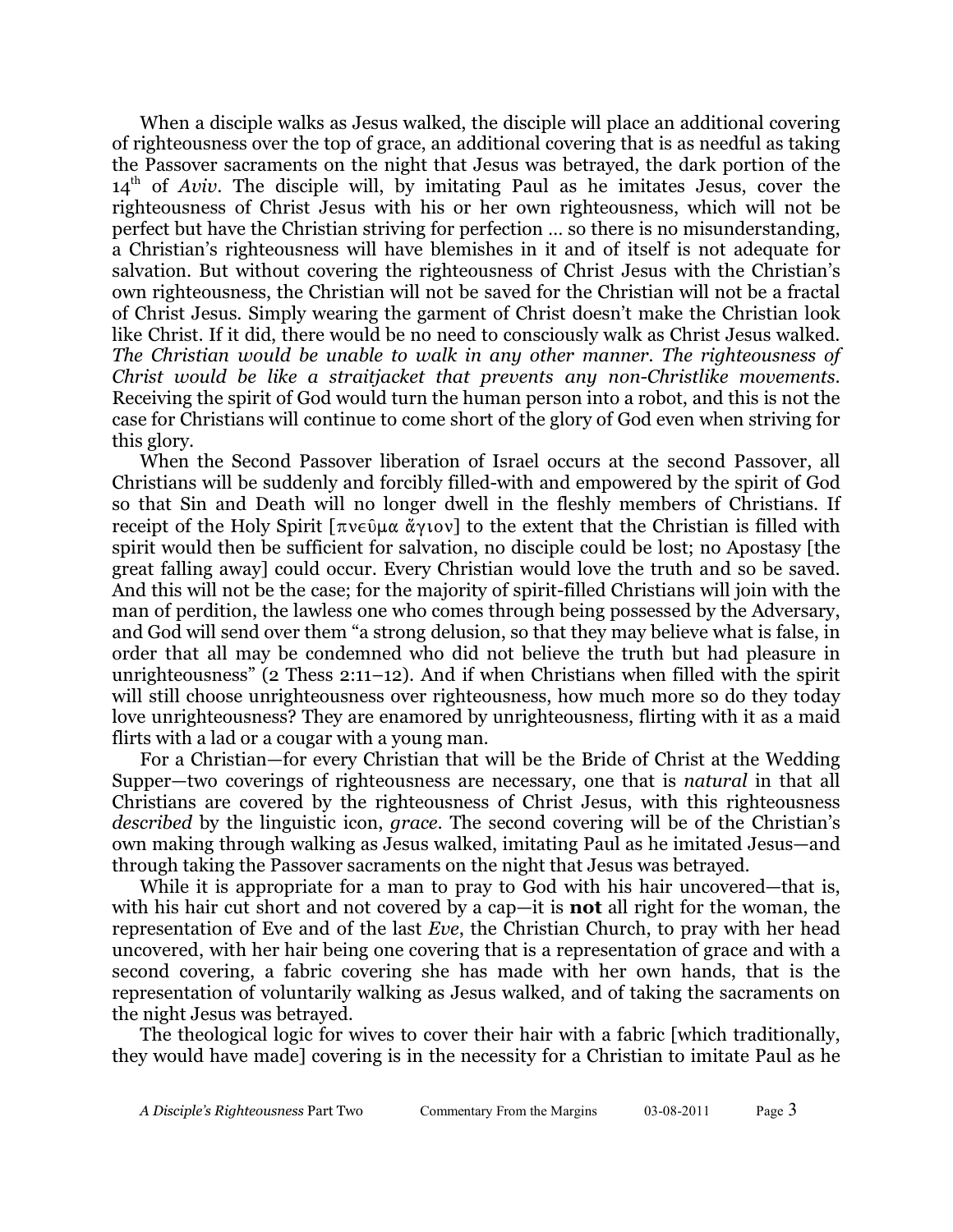When a disciple walks as Jesus walked, the disciple will place an additional covering of righteousness over the top of grace, an additional covering that is as needful as taking the Passover sacraments on the night that Jesus was betrayed, the dark portion of the 14th of *Aviv*. The disciple will, by imitating Paul as he imitates Jesus, cover the righteousness of Christ Jesus with his or her own righteousness, which will not be perfect but have the Christian striving for perfection … so there is no misunderstanding, a Christian's righteousness will have blemishes in it and of itself is not adequate for salvation. But without covering the righteousness of Christ Jesus with the Christian's own righteousness, the Christian will not be saved for the Christian will not be a fractal of Christ Jesus. Simply wearing the garment of Christ doesn't make the Christian look like Christ. If it did, there would be no need to consciously walk as Christ Jesus walked. *The Christian would be unable to walk in any other manner. The righteousness of Christ would be like a straitjacket that prevents any non-Christlike movements.* Receiving the spirit of God would turn the human person into a robot, and this is not the case for Christians will continue to come short of the glory of God even when striving for this glory.

When the Second Passover liberation of Israel occurs at the second Passover, all Christians will be suddenly and forcibly filled-with and empowered by the spirit of God so that Sin and Death will no longer dwell in the fleshly members of Christians. If receipt of the Holy Spirit [πνεῦμα ἅγιον] to the extent that the Christian is filled with spirit would then be sufficient for salvation, no disciple could be lost; no Apostasy [the great falling away] could occur. Every Christian would love the truth and so be saved. And this will not be the case; for the majority of spirit-filled Christians will join with the man of perdition, the lawless one who comes through being possessed by the Adversary, and God will send over them "a strong delusion, so that they may believe what is false, in order that all may be condemned who did not believe the truth but had pleasure in unrighteousness" (2 Thess 2:11–12). And if when Christians when filled with the spirit will still choose unrighteousness over righteousness, how much more so do they today love unrighteousness? They are enamored by unrighteousness, flirting with it as a maid flirts with a lad or a cougar with a young man.

For a Christian—for every Christian that will be the Bride of Christ at the Wedding Supper—two coverings of righteousness are necessary, one that is *natural* in that all Christians are covered by the righteousness of Christ Jesus, with this righteousness *described* by the linguistic icon, *grace*. The second covering will be of the Christian's own making through walking as Jesus walked, imitating Paul as he imitated Jesus—and through taking the Passover sacraments on the night that Jesus was betrayed.

While it is appropriate for a man to pray to God with his hair uncovered—that is, with his hair cut short and not covered by a cap—it is **not** all right for the woman, the representation of Eve and of the last *Eve*, the Christian Church, to pray with her head uncovered, with her hair being one covering that is a representation of grace and with a second covering, a fabric covering she has made with her own hands, that is the representation of voluntarily walking as Jesus walked, and of taking the sacraments on the night Jesus was betrayed.

The theological logic for wives to cover their hair with a fabric [which traditionally, they would have made] covering is in the necessity for a Christian to imitate Paul as he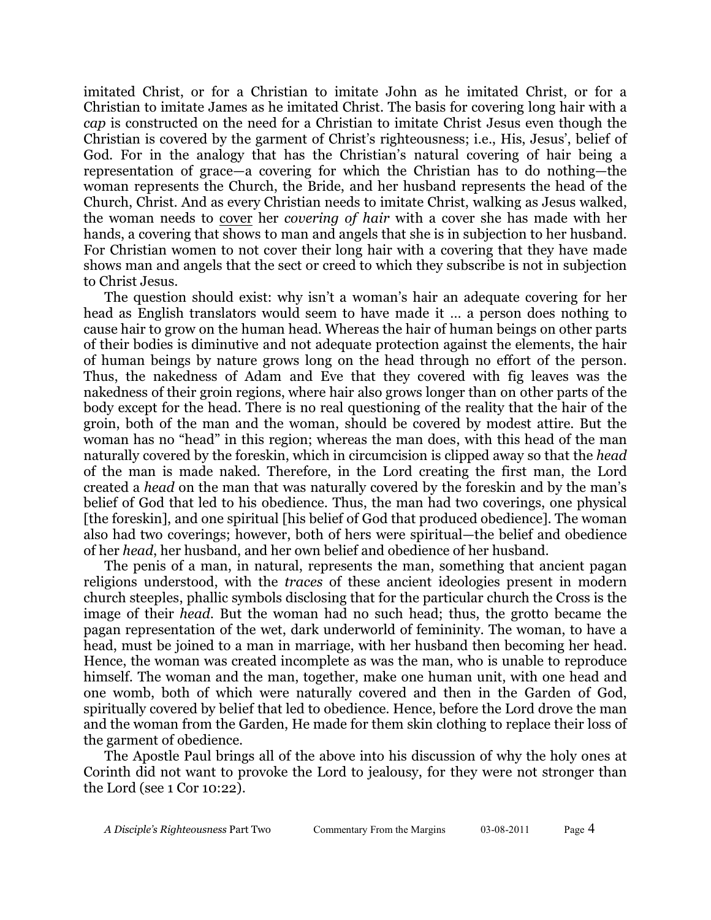imitated Christ, or for a Christian to imitate John as he imitated Christ, or for a Christian to imitate James as he imitated Christ. The basis for covering long hair with a *cap* is constructed on the need for a Christian to imitate Christ Jesus even though the Christian is covered by the garment of Christ's righteousness; i.e., His, Jesus', belief of God. For in the analogy that has the Christian's natural covering of hair being a representation of grace—a covering for which the Christian has to do nothing—the woman represents the Church, the Bride, and her husband represents the head of the Church, Christ. And as every Christian needs to imitate Christ, walking as Jesus walked, the woman needs to <u>cover</u> her *covering of hair* with a cover she has made with her hands, a covering that shows to man and angels that she is in subjection to her husband. For Christian women to not cover their long hair with a covering that they have made shows man and angels that the sect or creed to which they subscribe is not in subjection to Christ Jesus.

The question should exist: why isn't a woman's hair an adequate covering for her head as English translators would seem to have made it … a person does nothing to cause hair to grow on the human head. Whereas the hair of human beings on other parts of their bodies is diminutive and not adequate protection against the elements, the hair of human beings by nature grows long on the head through no effort of the person. Thus, the nakedness of Adam and Eve that they covered with fig leaves was the nakedness of their groin regions, where hair also grows longer than on other parts of the body except for the head. There is no real questioning of the reality that the hair of the groin, both of the man and the woman, should be covered by modest attire. But the woman has no "head" in this region; whereas the man does, with this head of the man naturally covered by the foreskin, which in circumcision is clipped away so that the *head* of the man is made naked. Therefore, in the Lord creating the first man, the Lord created a *head* on the man that was naturally covered by the foreskin and by the man's belief of God that led to his obedience. Thus, the man had two coverings, one physical [the foreskin], and one spiritual [his belief of God that produced obedience]. The woman also had two coverings; however, both of hers were spiritual—the belief and obedience of her *head*, her husband, and her own belief and obedience of her husband.

The penis of a man, in natural, represents the man, something that ancient pagan religions understood, with the *traces* of these ancient ideologies present in modern church steeples, phallic symbols disclosing that for the particular church the Cross is the image of their *head*. But the woman had no such head; thus, the grotto became the pagan representation of the wet, dark underworld of femininity. The woman, to have a head, must be joined to a man in marriage, with her husband then becoming her head. Hence, the woman was created incomplete as was the man, who is unable to reproduce himself. The woman and the man, together, make one human unit, with one head and one womb, both of which were naturally covered and then in the Garden of God, spiritually covered by belief that led to obedience. Hence, before the Lord drove the man and the woman from the Garden, He made for them skin clothing to replace their loss of the garment of obedience.

The Apostle Paul brings all of the above into his discussion of why the holy ones at Corinth did not want to provoke the Lord to jealousy, for they were not stronger than the Lord (see 1 Cor 10:22).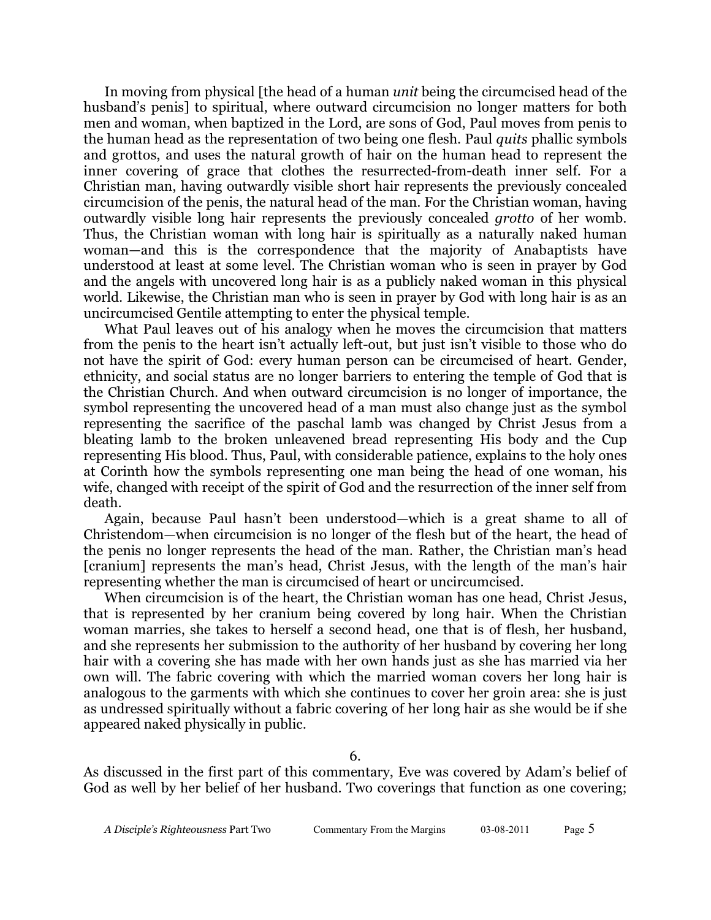In moving from physical [the head of a human *unit* being the circumcised head of the husband's penis] to spiritual, where outward circumcision no longer matters for both men and woman, when baptized in the Lord, are sons of God, Paul moves from penis to the human head as the representation of two being one flesh. Paul *quits* phallic symbols and grottos, and uses the natural growth of hair on the human head to represent the inner covering of grace that clothes the resurrected-from-death inner self. For a Christian man, having outwardly visible short hair represents the previously concealed circumcision of the penis, the natural head of the man. For the Christian woman, having outwardly visible long hair represents the previously concealed *grotto* of her womb. Thus, the Christian woman with long hair is spiritually as a naturally naked human woman—and this is the correspondence that the majority of Anabaptists have understood at least at some level. The Christian woman who is seen in prayer by God and the angels with uncovered long hair is as a publicly naked woman in this physical world. Likewise, the Christian man who is seen in prayer by God with long hair is as an uncircumcised Gentile attempting to enter the physical temple.

What Paul leaves out of his analogy when he moves the circumcision that matters from the penis to the heart isn't actually left-out, but just isn't visible to those who do not have the spirit of God: every human person can be circumcised of heart. Gender, ethnicity, and social status are no longer barriers to entering the temple of God that is the Christian Church. And when outward circumcision is no longer of importance, the symbol representing the uncovered head of a man must also change just as the symbol representing the sacrifice of the paschal lamb was changed by Christ Jesus from a bleating lamb to the broken unleavened bread representing His body and the Cup representing His blood. Thus, Paul, with considerable patience, explains to the holy ones at Corinth how the symbols representing one man being the head of one woman, his wife, changed with receipt of the spirit of God and the resurrection of the inner self from death.

Again, because Paul hasn't been understood—which is a great shame to all of Christendom—when circumcision is no longer of the flesh but of the heart, the head of the penis no longer represents the head of the man. Rather, the Christian man's head [cranium] represents the man's head, Christ Jesus, with the length of the man's hair representing whether the man is circumcised of heart or uncircumcised.

When circumcision is of the heart, the Christian woman has one head, Christ Jesus, that is represented by her cranium being covered by long hair. When the Christian woman marries, she takes to herself a second head, one that is of flesh, her husband, and she represents her submission to the authority of her husband by covering her long hair with a covering she has made with her own hands just as she has married via her own will. The fabric covering with which the married woman covers her long hair is analogous to the garments with which she continues to cover her groin area: she is just as undressed spiritually without a fabric covering of her long hair as she would be if she appeared naked physically in public.

6.

As discussed in the first part of this commentary, Eve was covered by Adam's belief of God as well by her belief of her husband. Two coverings that function as one covering;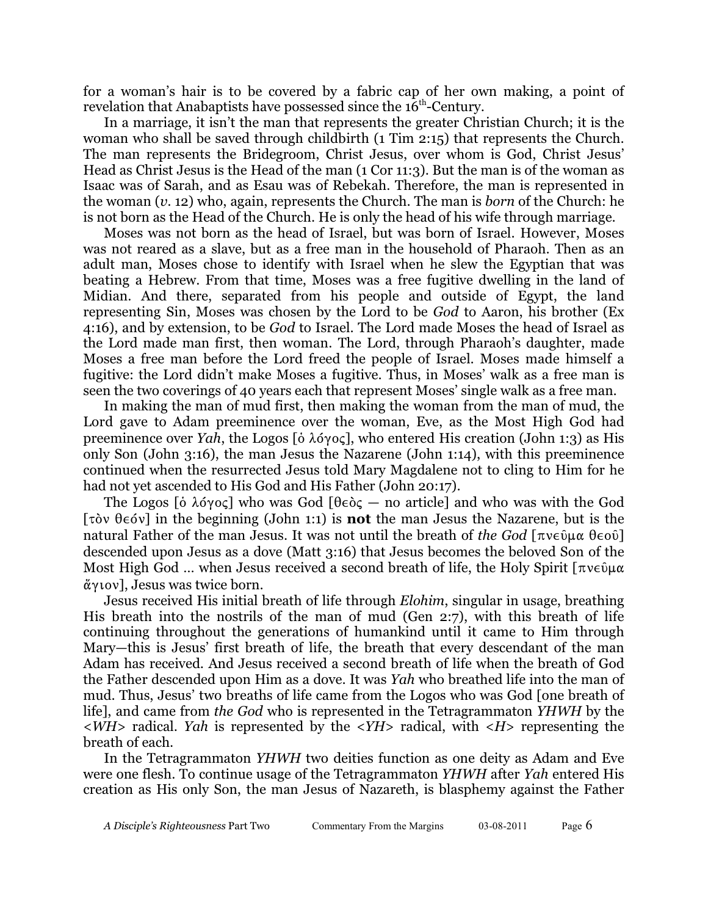for a woman's hair is to be covered by a fabric cap of her own making, a point of revelation that Anabaptists have possessed since the 16th-Century.

In a marriage, it isn't the man that represents the greater Christian Church; it is the woman who shall be saved through childbirth (1 Tim 2:15) that represents the Church. The man represents the Bridegroom, Christ Jesus, over whom is God, Christ Jesus' Head as Christ Jesus is the Head of the man (1 Cor 11:3). But the man is of the woman as Isaac was of Sarah, and as Esau was of Rebekah. Therefore, the man is represented in the woman (*v.* 12) who, again, represents the Church. The man is *born* of the Church: he is not born as the Head of the Church. He is only the head of his wife through marriage.

Moses was not born as the head of Israel, but was born of Israel. However, Moses was not reared as a slave, but as a free man in the household of Pharaoh. Then as an adult man, Moses chose to identify with Israel when he slew the Egyptian that was beating a Hebrew. From that time, Moses was a free fugitive dwelling in the land of Midian. And there, separated from his people and outside of Egypt, the land representing Sin, Moses was chosen by the Lord to be *God* to Aaron, his brother (Ex 4:16), and by extension, to be *God* to Israel. The Lord made Moses the head of Israel as the Lord made man first, then woman. The Lord, through Pharaoh's daughter, made Moses a free man before the Lord freed the people of Israel. Moses made himself a fugitive: the Lord didn't make Moses a fugitive. Thus, in Moses' walk as a free man is seen the two coverings of 40 years each that represent Moses' single walk as a free man.

In making the man of mud first, then making the woman from the man of mud, the Lord gave to Adam preeminence over the woman, Eve, as the Most High God had preeminence over *Yah*, the Logos [ὁ λόγος], who entered His creation (John 1:3) as His only Son (John 3:16), the man Jesus the Nazarene (John 1:14), with this preeminence continued when the resurrected Jesus told Mary Magdalene not to cling to Him for he had not yet ascended to His God and His Father (John 20:17).

The Logos [ὁ λόγος] who was God [θεὸς — no article] and who was with the God [τὸν θεόν] in the beginning (John 1:1) is **not** the man Jesus the Nazarene, but is the natural Father of the man Jesus. It was not until the breath of *the God* [πνεῦμα θεοῦ] descended upon Jesus as a dove (Matt 3:16) that Jesus becomes the beloved Son of the Most High God … when Jesus received a second breath of life, the Holy Spirit [πνεῦμα ἅγιον], Jesus was twice born.

Jesus received His initial breath of life through *Elohim*, singular in usage, breathing His breath into the nostrils of the man of mud (Gen 2:7), with this breath of life continuing throughout the generations of humankind until it came to Him through Mary—this is Jesus' first breath of life, the breath that every descendant of the man Adam has received. And Jesus received a second breath of life when the breath of God the Father descended upon Him as a dove. It was *Yah* who breathed life into the man of mud. Thus, Jesus' two breaths of life came from the Logos who was God [one breath of life], and came from *the God* who is represented in the Tetragrammaton *YHWH* by the <*WH*> radical. *Yah* is represented by the <*YH*> radical, with <*H*> representing the breath of each.

In the Tetragrammaton *YHWH* two deities function as one deity as Adam and Eve were one flesh. To continue usage of the Tetragrammaton *YHWH* after *Yah* entered His creation as His only Son, the man Jesus of Nazareth, is blasphemy against the Father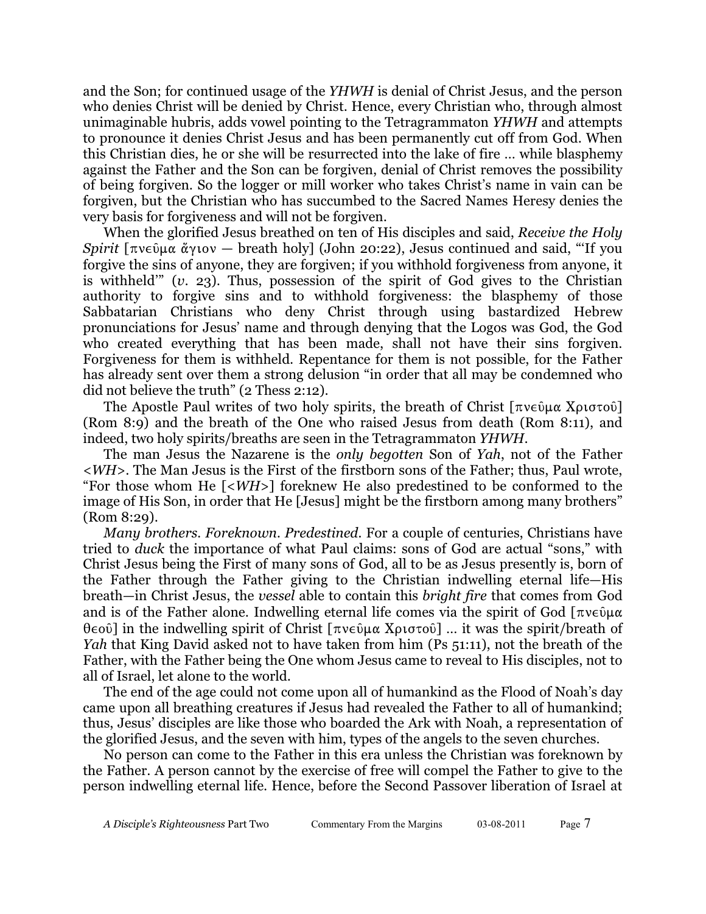and the Son; for continued usage of the *YHWH* is denial of Christ Jesus, and the person who denies Christ will be denied by Christ. Hence, every Christian who, through almost unimaginable hubris, adds vowel pointing to the Tetragrammaton *YHWH* and attempts to pronounce it denies Christ Jesus and has been permanently cut off from God. When this Christian dies, he or she will be resurrected into the lake of fire … while blasphemy against the Father and the Son can be forgiven, denial of Christ removes the possibility of being forgiven. So the logger or mill worker who takes Christ's name in vain can be forgiven, but the Christian who has succumbed to the Sacred Names Heresy denies the very basis for forgiveness and will not be forgiven.

When the glorified Jesus breathed on ten of His disciples and said, *Receive the Holy Spirit* [πνεῦμα ἅγιον — breath holy] (John 20:22), Jesus continued and said, "'If you forgive the sins of anyone, they are forgiven; if you withhold forgiveness from anyone, it is withheld'" (*v.* 23). Thus, possession of the spirit of God gives to the Christian authority to forgive sins and to withhold forgiveness: the blasphemy of those Sabbatarian Christians who deny Christ through using bastardized Hebrew pronunciations for Jesus' name and through denying that the Logos was God, the God who created everything that has been made, shall not have their sins forgiven. Forgiveness for them is withheld. Repentance for them is not possible, for the Father has already sent over them a strong delusion "in order that all may be condemned who did not believe the truth" (2 Thess 2:12).

The Apostle Paul writes of two holy spirits, the breath of Christ [πνεῦμα Χριστοῦ] (Rom 8:9) and the breath of the One who raised Jesus from death (Rom 8:11), and indeed, two holy spirits/breaths are seen in the Tetragrammaton *YHWH*.

The man Jesus the Nazarene is the *only begotten* Son of *Yah*, not of the Father <*WH*>. The Man Jesus is the First of the firstborn sons of the Father; thus, Paul wrote, "For those whom He [<*WH*>] foreknew He also predestined to be conformed to the image of His Son, in order that He [Jesus] might be the firstborn among many brothers" (Rom 8:29).

*Many brothers. Foreknown. Predestined.* For a couple of centuries, Christians have tried to *duck* the importance of what Paul claims: sons of God are actual "sons," with Christ Jesus being the First of many sons of God, all to be as Jesus presently is, born of the Father through the Father giving to the Christian indwelling eternal life—His breath—in Christ Jesus, the *vessel* able to contain this *bright fire* that comes from God and is of the Father alone. Indwelling eternal life comes via the spirit of God [πνεῦμα θεοῦ] in the indwelling spirit of Christ [πνεῦμα Χριστοῦ] … it was the spirit/breath of *Yah* that King David asked not to have taken from him (Ps 51:11), not the breath of the Father, with the Father being the One whom Jesus came to reveal to His disciples, not to all of Israel, let alone to the world.

The end of the age could not come upon all of humankind as the Flood of Noah's day came upon all breathing creatures if Jesus had revealed the Father to all of humankind; thus, Jesus' disciples are like those who boarded the Ark with Noah, a representation of the glorified Jesus, and the seven with him, types of the angels to the seven churches.

No person can come to the Father in this era unless the Christian was foreknown by the Father. A person cannot by the exercise of free will compel the Father to give to the person indwelling eternal life. Hence, before the Second Passover liberation of Israel at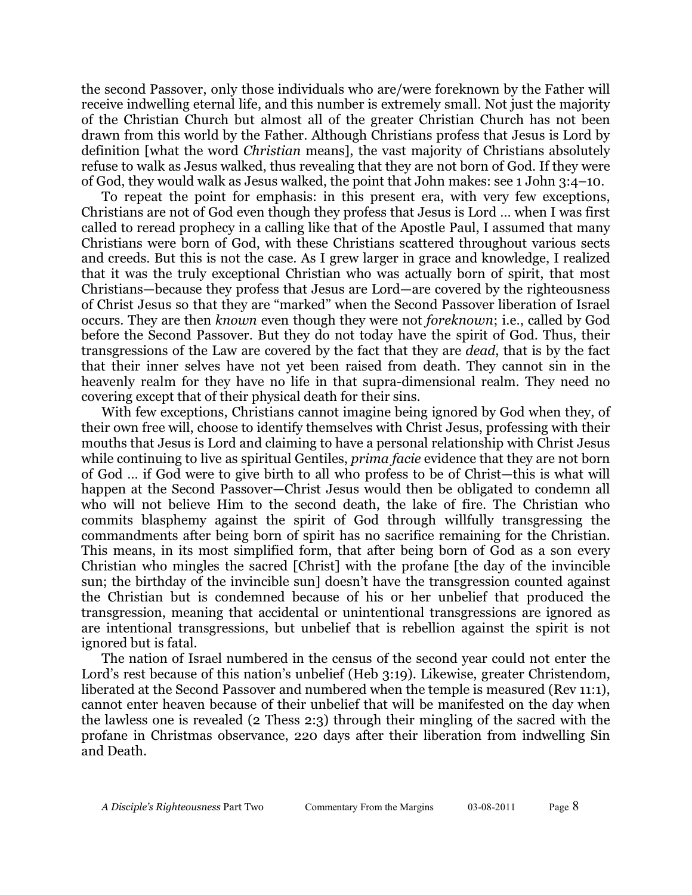the second Passover, only those individuals who are/were foreknown by the Father will receive indwelling eternal life, and this number is extremely small. Not just the majority of the Christian Church but almost all of the greater Christian Church has not been drawn from this world by the Father. Although Christians profess that Jesus is Lord by definition [what the word *Christian* means], the vast majority of Christians absolutely refuse to walk as Jesus walked, thus revealing that they are not born of God. If they were of God, they would walk as Jesus walked, the point that John makes: see 1 John 3:4–10.

To repeat the point for emphasis: in this present era, with very few exceptions, Christians are not of God even though they profess that Jesus is Lord … when I was first called to reread prophecy in a calling like that of the Apostle Paul, I assumed that many Christians were born of God, with these Christians scattered throughout various sects and creeds. But this is not the case. As I grew larger in grace and knowledge, I realized that it was the truly exceptional Christian who was actually born of spirit, that most Christians—because they profess that Jesus are Lord—are covered by the righteousness of Christ Jesus so that they are "marked" when the Second Passover liberation of Israel occurs. They are then *known* even though they were not *foreknown*; i.e., called by God before the Second Passover. But they do not today have the spirit of God. Thus, their transgressions of the Law are covered by the fact that they are *dead*, that is by the fact that their inner selves have not yet been raised from death. They cannot sin in the heavenly realm for they have no life in that supra-dimensional realm. They need no covering except that of their physical death for their sins.

With few exceptions, Christians cannot imagine being ignored by God when they, of their own free will, choose to identify themselves with Christ Jesus, professing with their mouths that Jesus is Lord and claiming to have a personal relationship with Christ Jesus while continuing to live as spiritual Gentiles, *prima facie* evidence that they are not born of God … if God were to give birth to all who profess to be of Christ—this is what will happen at the Second Passover—Christ Jesus would then be obligated to condemn all who will not believe Him to the second death, the lake of fire. The Christian who commits blasphemy against the spirit of God through willfully transgressing the commandments after being born of spirit has no sacrifice remaining for the Christian. This means, in its most simplified form, that after being born of God as a son every Christian who mingles the sacred [Christ] with the profane [the day of the invincible sun; the birthday of the invincible sun] doesn't have the transgression counted against the Christian but is condemned because of his or her unbelief that produced the transgression, meaning that accidental or unintentional transgressions are ignored as are intentional transgressions, but unbelief that is rebellion against the spirit is not ignored but is fatal.

The nation of Israel numbered in the census of the second year could not enter the Lord's rest because of this nation's unbelief (Heb 3:19). Likewise, greater Christendom, liberated at the Second Passover and numbered when the temple is measured (Rev 11:1), cannot enter heaven because of their unbelief that will be manifested on the day when the lawless one is revealed (2 Thess 2:3) through their mingling of the sacred with the profane in Christmas observance, 220 days after their liberation from indwelling Sin and Death.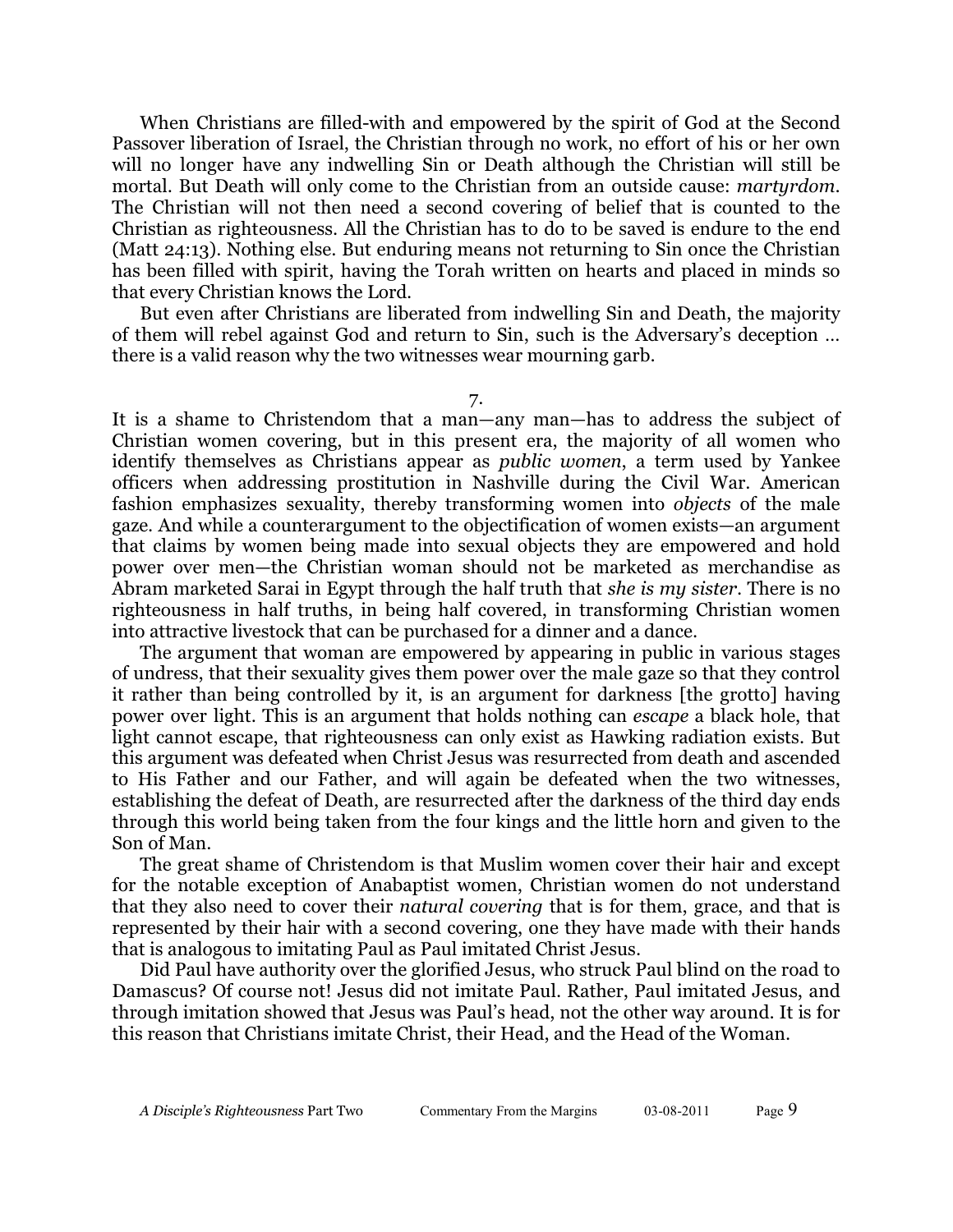When Christians are filled-with and empowered by the spirit of God at the Second Passover liberation of Israel, the Christian through no work, no effort of his or her own will no longer have any indwelling Sin or Death although the Christian will still be mortal. But Death will only come to the Christian from an outside cause: *martyrdom*. The Christian will not then need a second covering of belief that is counted to the Christian as righteousness. All the Christian has to do to be saved is endure to the end (Matt 24:13). Nothing else. But enduring means not returning to Sin once the Christian has been filled with spirit, having the Torah written on hearts and placed in minds so that every Christian knows the Lord.

But even after Christians are liberated from indwelling Sin and Death, the majority of them will rebel against God and return to Sin, such is the Adversary's deception … there is a valid reason why the two witnesses wear mourning garb.

7.

It is a shame to Christendom that a man—any man—has to address the subject of Christian women covering, but in this present era, the majority of all women who identify themselves as Christians appear as *public women*, a term used by Yankee officers when addressing prostitution in Nashville during the Civil War. American fashion emphasizes sexuality, thereby transforming women into *objects* of the male gaze. And while a counterargument to the objectification of women exists—an argument that claims by women being made into sexual objects they are empowered and hold power over men—the Christian woman should not be marketed as merchandise as Abram marketed Sarai in Egypt through the half truth that *she is my sister*. There is no righteousness in half truths, in being half covered, in transforming Christian women into attractive livestock that can be purchased for a dinner and a dance.

The argument that woman are empowered by appearing in public in various stages of undress, that their sexuality gives them power over the male gaze so that they control it rather than being controlled by it, is an argument for darkness [the grotto] having power over light. This is an argument that holds nothing can *escape* a black hole, that light cannot escape, that righteousness can only exist as Hawking radiation exists. But this argument was defeated when Christ Jesus was resurrected from death and ascended to His Father and our Father, and will again be defeated when the two witnesses, establishing the defeat of Death, are resurrected after the darkness of the third day ends through this world being taken from the four kings and the little horn and given to the Son of Man.

The great shame of Christendom is that Muslim women cover their hair and except for the notable exception of Anabaptist women, Christian women do not understand that they also need to cover their *natural covering* that is for them, grace, and that is represented by their hair with a second covering, one they have made with their hands that is analogous to imitating Paul as Paul imitated Christ Jesus.

Did Paul have authority over the glorified Jesus, who struck Paul blind on the road to Damascus? Of course not! Jesus did not imitate Paul. Rather, Paul imitated Jesus, and through imitation showed that Jesus was Paul's head, not the other way around. It is for this reason that Christians imitate Christ, their Head, and the Head of the Woman.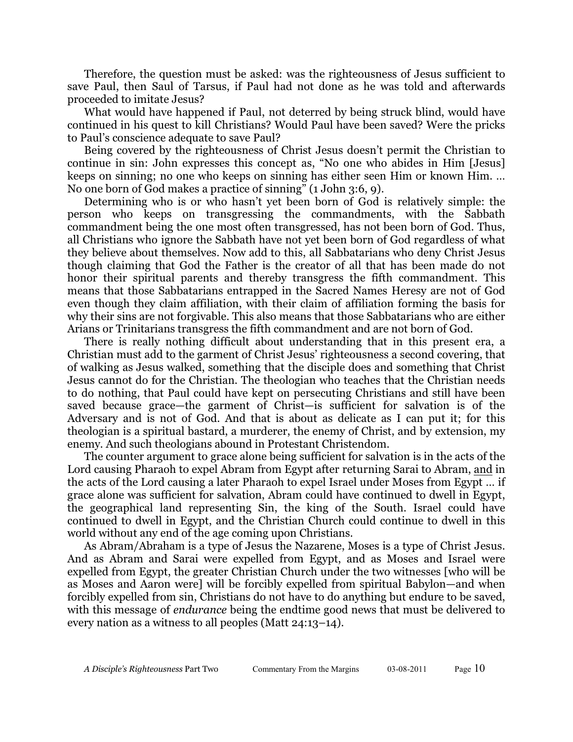Therefore, the question must be asked: was the righteousness of Jesus sufficient to save Paul, then Saul of Tarsus, if Paul had not done as he was told and afterwards proceeded to imitate Jesus?

What would have happened if Paul, not deterred by being struck blind, would have continued in his quest to kill Christians? Would Paul have been saved? Were the pricks to Paul's conscience adequate to save Paul?

Being covered by the righteousness of Christ Jesus doesn't permit the Christian to continue in sin: John expresses this concept as, "No one who abides in Him [Jesus] keeps on sinning; no one who keeps on sinning has either seen Him or known Him. … No one born of God makes a practice of sinning" (1 John 3:6, 9).

Determining who is or who hasn't yet been born of God is relatively simple: the person who keeps on transgressing the commandments, with the Sabbath commandment being the one most often transgressed, has not been born of God. Thus, all Christians who ignore the Sabbath have not yet been born of God regardless of what they believe about themselves. Now add to this, all Sabbatarians who deny Christ Jesus though claiming that God the Father is the creator of all that has been made do not honor their spiritual parents and thereby transgress the fifth commandment. This means that those Sabbatarians entrapped in the Sacred Names Heresy are not of God even though they claim affiliation, with their claim of affiliation forming the basis for why their sins are not forgivable. This also means that those Sabbatarians who are either Arians or Trinitarians transgress the fifth commandment and are not born of God.

There is really nothing difficult about understanding that in this present era, a Christian must add to the garment of Christ Jesus' righteousness a second covering, that of walking as Jesus walked, something that the disciple does and something that Christ Jesus cannot do for the Christian. The theologian who teaches that the Christian needs to do nothing, that Paul could have kept on persecuting Christians and still have been saved because grace—the garment of Christ—is sufficient for salvation is of the Adversary and is not of God. And that is about as delicate as I can put it; for this theologian is a spiritual bastard, a murderer, the enemy of Christ, and by extension, my enemy. And such theologians abound in Protestant Christendom.

The counter argument to grace alone being sufficient for salvation is in the acts of the Lord causing Pharaoh to expel Abram from Egypt after returning Sarai to Abram, and in the acts of the Lord causing a later Pharaoh to expel Israel under Moses from Egypt … if grace alone was sufficient for salvation, Abram could have continued to dwell in Egypt, the geographical land representing Sin, the king of the South. Israel could have continued to dwell in Egypt, and the Christian Church could continue to dwell in this world without any end of the age coming upon Christians.

As Abram/Abraham is a type of Jesus the Nazarene, Moses is a type of Christ Jesus. And as Abram and Sarai were expelled from Egypt, and as Moses and Israel were expelled from Egypt, the greater Christian Church under the two witnesses [who will be as Moses and Aaron were] will be forcibly expelled from spiritual Babylon—and when forcibly expelled from sin, Christians do not have to do anything but endure to be saved, with this message of *endurance* being the endtime good news that must be delivered to every nation as a witness to all peoples (Matt 24:13–14).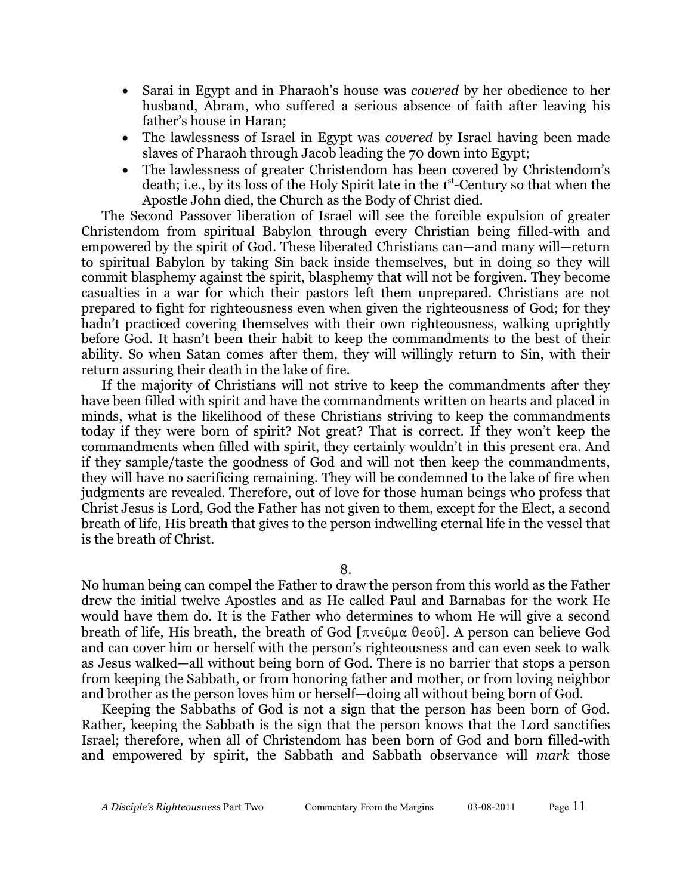- Sarai in Egypt and in Pharaoh's house was *covered* by her obedience to her husband, Abram, who suffered a serious absence of faith after leaving his father's house in Haran;
- The lawlessness of Israel in Egypt was *covered* by Israel having been made slaves of Pharaoh through Jacob leading the 70 down into Egypt;
- The lawlessness of greater Christendom has been covered by Christendom's death; i.e., by its loss of the Holy Spirit late in the 1st-Century so that when the Apostle John died, the Church as the Body of Christ died.

The Second Passover liberation of Israel will see the forcible expulsion of greater Christendom from spiritual Babylon through every Christian being filled-with and empowered by the spirit of God. These liberated Christians can—and many will—return to spiritual Babylon by taking Sin back inside themselves, but in doing so they will commit blasphemy against the spirit, blasphemy that will not be forgiven. They become casualties in a war for which their pastors left them unprepared. Christians are not prepared to fight for righteousness even when given the righteousness of God; for they hadn't practiced covering themselves with their own righteousness, walking uprightly before God. It hasn't been their habit to keep the commandments to the best of their ability. So when Satan comes after them, they will willingly return to Sin, with their return assuring their death in the lake of fire.

If the majority of Christians will not strive to keep the commandments after they have been filled with spirit and have the commandments written on hearts and placed in minds, what is the likelihood of these Christians striving to keep the commandments today if they were born of spirit? Not great? That is correct. If they won't keep the commandments when filled with spirit, they certainly wouldn't in this present era. And if they sample/taste the goodness of God and will not then keep the commandments, they will have no sacrificing remaining. They will be condemned to the lake of fire when judgments are revealed. Therefore, out of love for those human beings who profess that Christ Jesus is Lord, God the Father has not given to them, except for the Elect, a second breath of life, His breath that gives to the person indwelling eternal life in the vessel that is the breath of Christ.

8.

No human being can compel the Father to draw the person from this world as the Father drew the initial twelve Apostles and as He called Paul and Barnabas for the work He would have them do. It is the Father who determines to whom He will give a second breath of life, His breath, the breath of God [πνεῦμα θεοῦ]. A person can believe God and can cover him or herself with the person's righteousness and can even seek to walk as Jesus walked—all without being born of God. There is no barrier that stops a person from keeping the Sabbath, or from honoring father and mother, or from loving neighbor and brother as the person loves him or herself—doing all without being born of God.

Keeping the Sabbaths of God is not a sign that the person has been born of God. Rather, keeping the Sabbath is the sign that the person knows that the Lord sanctifies Israel; therefore, when all of Christendom has been born of God and born filled-with and empowered by spirit, the Sabbath and Sabbath observance will *mark* those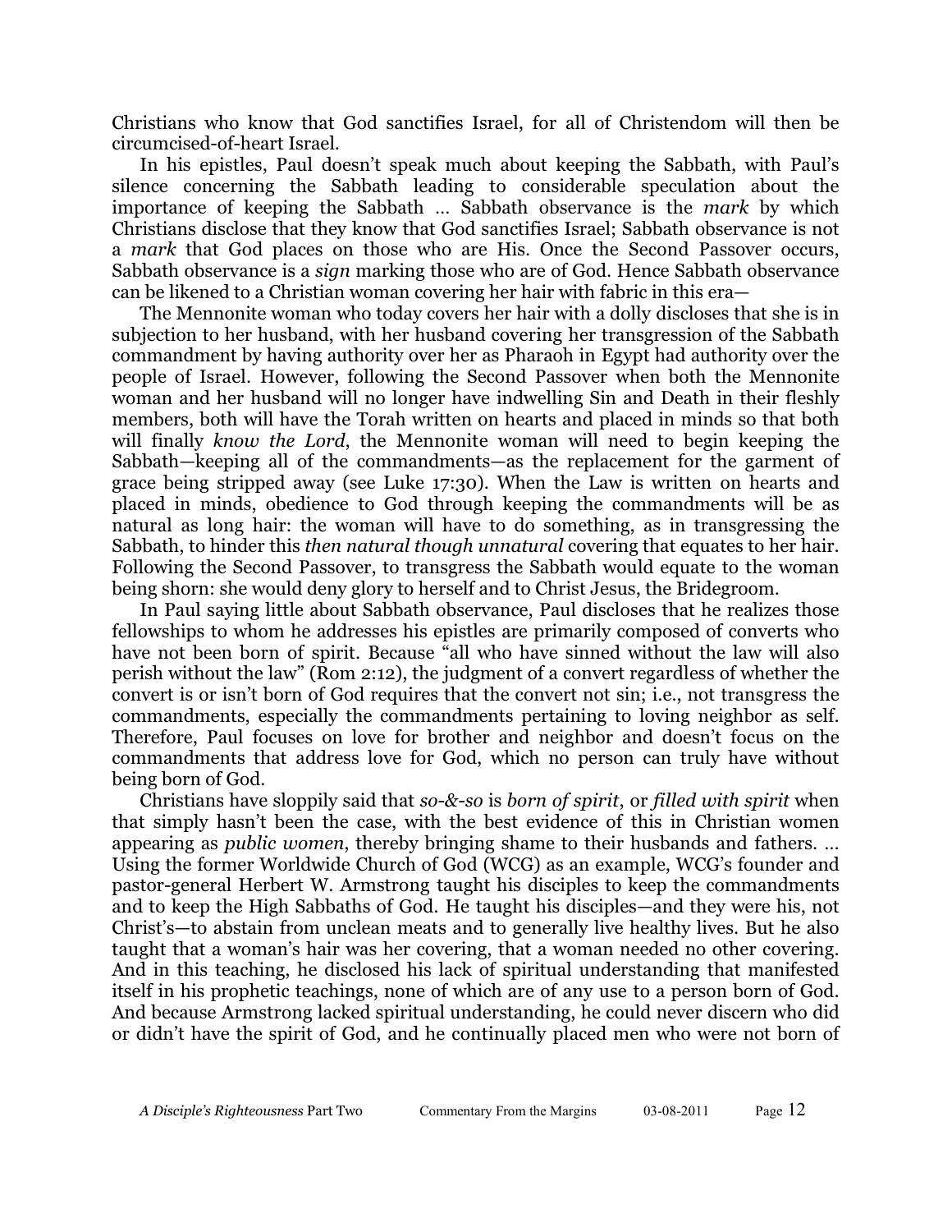Christians who know that God sanctifies Israel, for all of Christendom will then be circumcised-of-heart Israel.

In his epistles, Paul doesn't speak much about keeping the Sabbath, with Paul's silence concerning the Sabbath leading to considerable speculation about the importance of keeping the Sabbath … Sabbath observance is the *mark* by which Christians disclose that they know that God sanctifies Israel; Sabbath observance is not a *mark* that God places on those who are His. Once the Second Passover occurs, Sabbath observance is a *sign* marking those who are of God. Hence Sabbath observance can be likened to a Christian woman covering her hair with fabric in this era—

The Mennonite woman who today covers her hair with a dolly discloses that she is in subjection to her husband, with her husband covering her transgression of the Sabbath commandment by having authority over her as Pharaoh in Egypt had authority over the people of Israel. However, following the Second Passover when both the Mennonite woman and her husband will no longer have indwelling Sin and Death in their fleshly members, both will have the Torah written on hearts and placed in minds so that both will finally *know the Lord*, the Mennonite woman will need to begin keeping the Sabbath—keeping all of the commandments—as the replacement for the garment of grace being stripped away (see Luke 17:30). When the Law is written on hearts and placed in minds, obedience to God through keeping the commandments will be as natural as long hair: the woman will have to do something, as in transgressing the Sabbath, to hinder this *then natural though unnatural* covering that equates to her hair. Following the Second Passover, to transgress the Sabbath would equate to the woman being shorn: she would deny glory to herself and to Christ Jesus, the Bridegroom.

In Paul saying little about Sabbath observance, Paul discloses that he realizes those fellowships to whom he addresses his epistles are primarily composed of converts who have not been born of spirit. Because "all who have sinned without the law will also perish without the law" (Rom 2:12), the judgment of a convert regardless of whether the convert is or isn't born of God requires that the convert not sin; i.e., not transgress the commandments, especially the commandments pertaining to loving neighbor as self. Therefore, Paul focuses on love for brother and neighbor and doesn't focus on the commandments that address love for God, which no person can truly have without being born of God.

Christians have sloppily said that *so-&-so* is *born of spirit*, or *filled with spirit* when that simply hasn't been the case, with the best evidence of this in Christian women appearing as *public women*, thereby bringing shame to their husbands and fathers. … Using the former Worldwide Church of God (WCG) as an example, WCG's founder and pastor-general Herbert W. Armstrong taught his disciples to keep the commandments and to keep the High Sabbaths of God. He taught his disciples—and they were his, not Christ's—to abstain from unclean meats and to generally live healthy lives. But he also taught that a woman's hair was her covering, that a woman needed no other covering. And in this teaching, he disclosed his lack of spiritual understanding that manifested itself in his prophetic teachings, none of which are of any use to a person born of God. And because Armstrong lacked spiritual understanding, he could never discern who did or didn't have the spirit of God, and he continually placed men who were not born of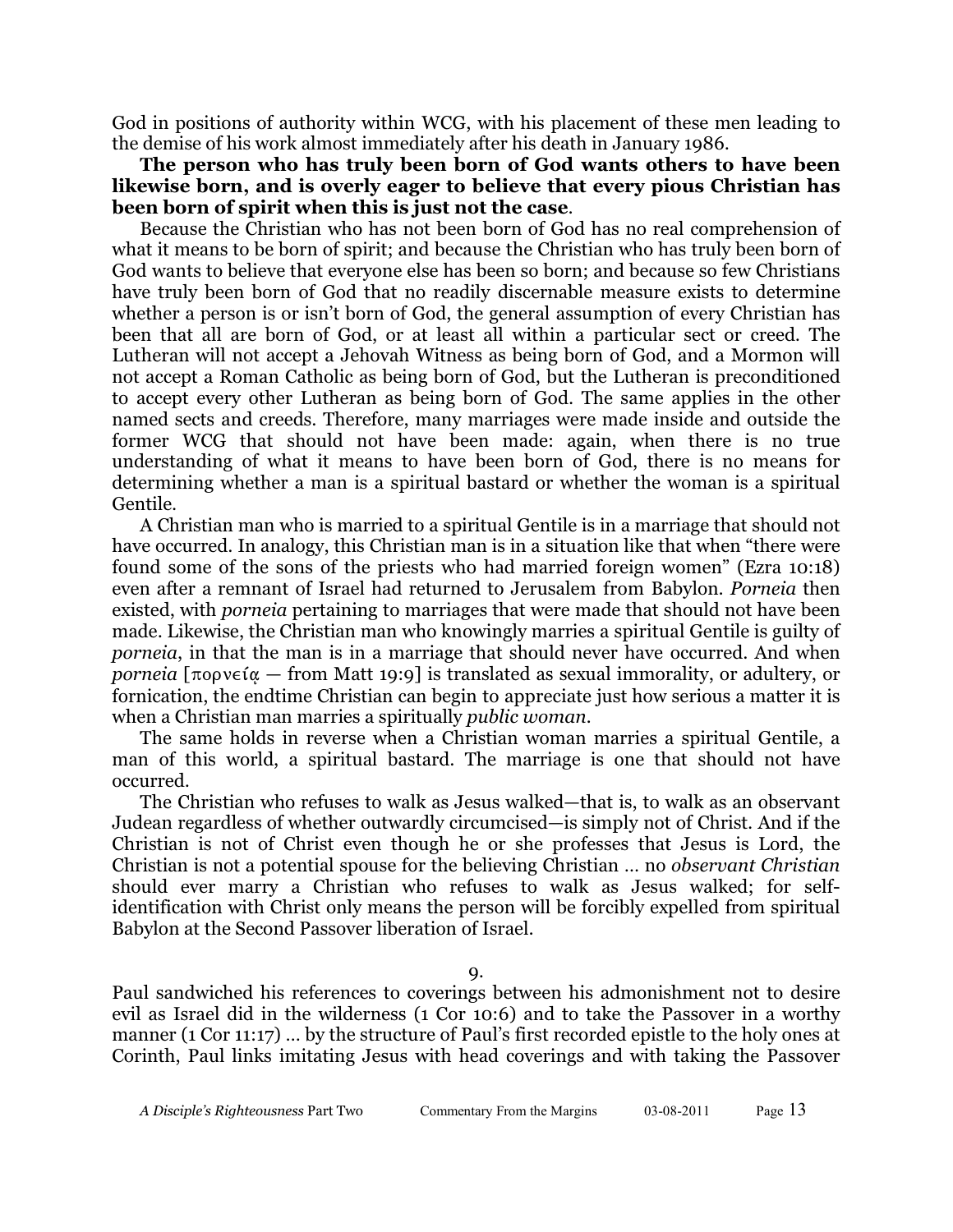God in positions of authority within WCG, with his placement of these men leading to the demise of his work almost immediately after his death in January 1986.

**The person who has truly been born of God wants others to have been likewise born, and is overly eager to believe that every pious Christian has been born of spirit when this is just not the case**.

Because the Christian who has not been born of God has no real comprehension of what it means to be born of spirit; and because the Christian who has truly been born of God wants to believe that everyone else has been so born; and because so few Christians have truly been born of God that no readily discernable measure exists to determine whether a person is or isn't born of God, the general assumption of every Christian has been that all are born of God, or at least all within a particular sect or creed. The Lutheran will not accept a Jehovah Witness as being born of God, and a Mormon will not accept a Roman Catholic as being born of God, but the Lutheran is preconditioned to accept every other Lutheran as being born of God. The same applies in the other named sects and creeds. Therefore, many marriages were made inside and outside the former WCG that should not have been made: again, when there is no true understanding of what it means to have been born of God, there is no means for determining whether a man is a spiritual bastard or whether the woman is a spiritual Gentile.

A Christian man who is married to a spiritual Gentile is in a marriage that should not have occurred. In analogy, this Christian man is in a situation like that when "there were found some of the sons of the priests who had married foreign women" (Ezra 10:18) even after a remnant of Israel had returned to Jerusalem from Babylon. *Porneia* then existed, with *porneia* pertaining to marriages that were made that should not have been made. Likewise, the Christian man who knowingly marries a spiritual Gentile is guilty of *porneia*, in that the man is in a marriage that should never have occurred. And when *porneia* [πορνείᾳ — from Matt 19:9] is translated as sexual immorality, or adultery, or fornication, the endtime Christian can begin to appreciate just how serious a matter it is when a Christian man marries a spiritually *public woman*.

The same holds in reverse when a Christian woman marries a spiritual Gentile, a man of this world, a spiritual bastard. The marriage is one that should not have occurred.

The Christian who refuses to walk as Jesus walked—that is, to walk as an observant Judean regardless of whether outwardly circumcised—is simply not of Christ. And if the Christian is not of Christ even though he or she professes that Jesus is Lord, the Christian is not a potential spouse for the believing Christian … no *observant Christian* should ever marry a Christian who refuses to walk as Jesus walked; for self-identification with Christ only means the person will be forcibly expelled from spiritual Babylon at the Second Passover liberation of Israel.

9.

Paul sandwiched his references to coverings between his admonishment not to desire evil as Israel did in the wilderness (1 Cor 10:6) and to take the Passover in a worthy manner (1 Cor 11:17) … by the structure of Paul's first recorded epistle to the holy ones at Corinth, Paul links imitating Jesus with head coverings and with taking the Passover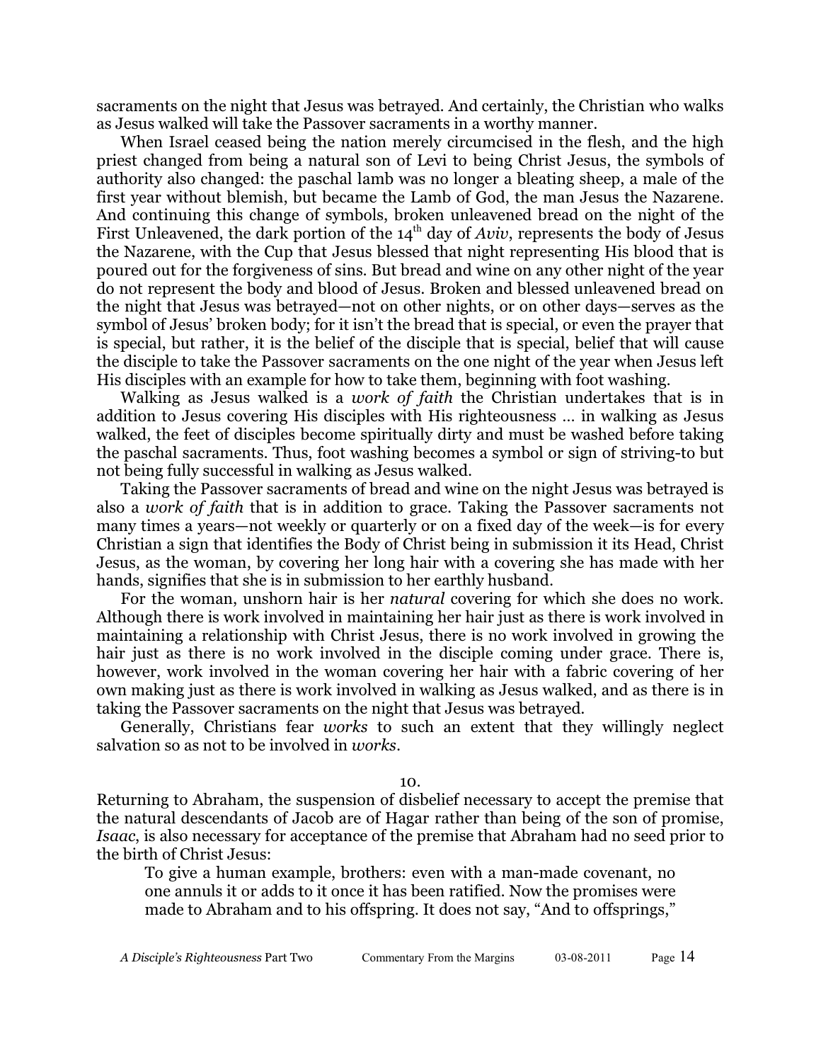sacraments on the night that Jesus was betrayed. And certainly, the Christian who walks as Jesus walked will take the Passover sacraments in a worthy manner.

When Israel ceased being the nation merely circumcised in the flesh, and the high priest changed from being a natural son of Levi to being Christ Jesus, the symbols of authority also changed: the paschal lamb was no longer a bleating sheep, a male of the first year without blemish, but became the Lamb of God, the man Jesus the Nazarene. And continuing this change of symbols, broken unleavened bread on the night of the First Unleavened, the dark portion of the 14th day of *Aviv*, represents the body of Jesus the Nazarene, with the Cup that Jesus blessed that night representing His blood that is poured out for the forgiveness of sins. But bread and wine on any other night of the year do not represent the body and blood of Jesus. Broken and blessed unleavened bread on the night that Jesus was betrayed—not on other nights, or on other days—serves as the symbol of Jesus' broken body; for it isn't the bread that is special, or even the prayer that is special, but rather, it is the belief of the disciple that is special, belief that will cause the disciple to take the Passover sacraments on the one night of the year when Jesus left His disciples with an example for how to take them, beginning with foot washing.

Walking as Jesus walked is a *work of faith* the Christian undertakes that is in addition to Jesus covering His disciples with His righteousness … in walking as Jesus walked, the feet of disciples become spiritually dirty and must be washed before taking the paschal sacraments. Thus, foot washing becomes a symbol or sign of striving-to but not being fully successful in walking as Jesus walked.

Taking the Passover sacraments of bread and wine on the night Jesus was betrayed is also a *work of faith* that is in addition to grace. Taking the Passover sacraments not many times a years—not weekly or quarterly or on a fixed day of the week—is for every Christian a sign that identifies the Body of Christ being in submission it its Head, Christ Jesus, as the woman, by covering her long hair with a covering she has made with her hands, signifies that she is in submission to her earthly husband.

For the woman, unshorn hair is her *natural* covering for which she does no work. Although there is work involved in maintaining her hair just as there is work involved in maintaining a relationship with Christ Jesus, there is no work involved in growing the hair just as there is no work involved in the disciple coming under grace. There is, however, work involved in the woman covering her hair with a fabric covering of her own making just as there is work involved in walking as Jesus walked, and as there is in taking the Passover sacraments on the night that Jesus was betrayed.

Generally, Christians fear *works* to such an extent that they willingly neglect salvation so as not to be involved in *works*.

10.

Returning to Abraham, the suspension of disbelief necessary to accept the premise that the natural descendants of Jacob are of Hagar rather than being of the son of promise, *Isaac*, is also necessary for acceptance of the premise that Abraham had no seed prior to the birth of Christ Jesus:

> To give a human example, brothers: even with a man-made covenant, no one annuls it or adds to it once it has been ratified. Now the promises were made to Abraham and to his offspring. It does not say, "And to offsprings,"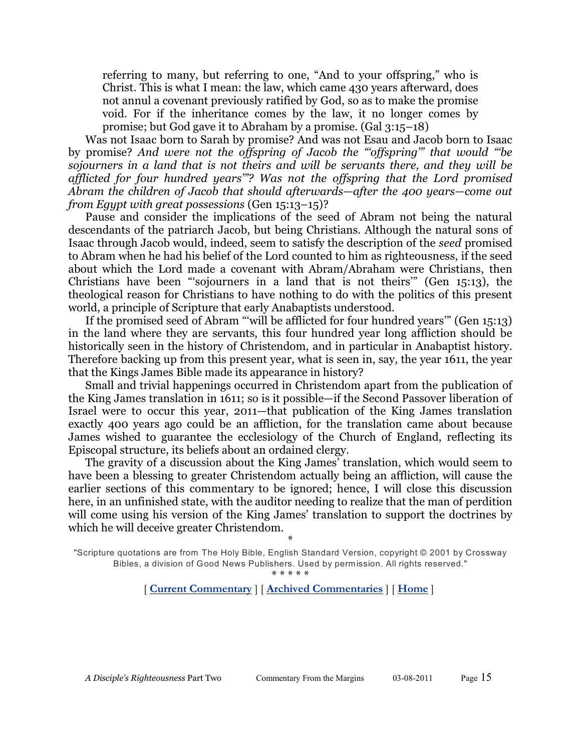> referring to many, but referring to one, "And to your offspring," who is Christ. This is what I mean: the law, which came 430 years afterward, does not annul a covenant previously ratified by God, so as to make the promise void. For if the inheritance comes by the law, it no longer comes by promise; but God gave it to Abraham by a promise. (Gal 3:15–18)

Was not Isaac born to Sarah by promise? And was not Esau and Jacob born to Isaac by promise? *And were not the offspring of Jacob the "'offspring'" that would "'be sojourners in a land that is not theirs and will be servants there, and they will be afflicted for four hundred years'"? Was not the offspring that the Lord promised Abram the children of Jacob that should afterwards—after the 400 years—come out from Egypt with great possessions* (Gen 15:13–15)?

Pause and consider the implications of the seed of Abram not being the natural descendants of the patriarch Jacob, but being Christians. Although the natural sons of Isaac through Jacob would, indeed, seem to satisfy the description of the *seed* promised to Abram when he had his belief of the Lord counted to him as righteousness, if the seed about which the Lord made a covenant with Abram/Abraham were Christians, then Christians have been "'sojourners in a land that is not theirs'" (Gen 15:13), the theological reason for Christians to have nothing to do with the politics of this present world, a principle of Scripture that early Anabaptists understood.

If the promised seed of Abram "'will be afflicted for four hundred years'" (Gen 15:13) in the land where they are servants, this four hundred year long affliction should be historically seen in the history of Christendom, and in particular in Anabaptist history. Therefore backing up from this present year, what is seen in, say, the year 1611, the year that the Kings James Bible made its appearance in history?

Small and trivial happenings occurred in Christendom apart from the publication of the King James translation in 1611; so is it possible—if the Second Passover liberation of Israel were to occur this year, 2011—that publication of the King James translation exactly 400 years ago could be an affliction, for the translation came about because James wished to guarantee the ecclesiology of the Church of England, reflecting its Episcopal structure, its beliefs about an ordained clergy.

The gravity of a discussion about the King James' translation, which would seem to have been a blessing to greater Christendom actually being an affliction, will cause the earlier sections of this commentary to be ignored; hence, I will close this discussion here, in an unfinished state, with the auditor needing to realize that the man of perdition will come using his version of the King James' translation to support the doctrines by which he will deceive greater Christendom.

*

"Scripture quotations are from The Holy Bible, English Standard Version, copyright © 2001 by Crossway Bibles, a division of Good News Publishers. Used by permission. All rights reserved."

* * * * *

[ **Current Commentary** ] [ **Archived Commentaries** ] [ **Home** ]